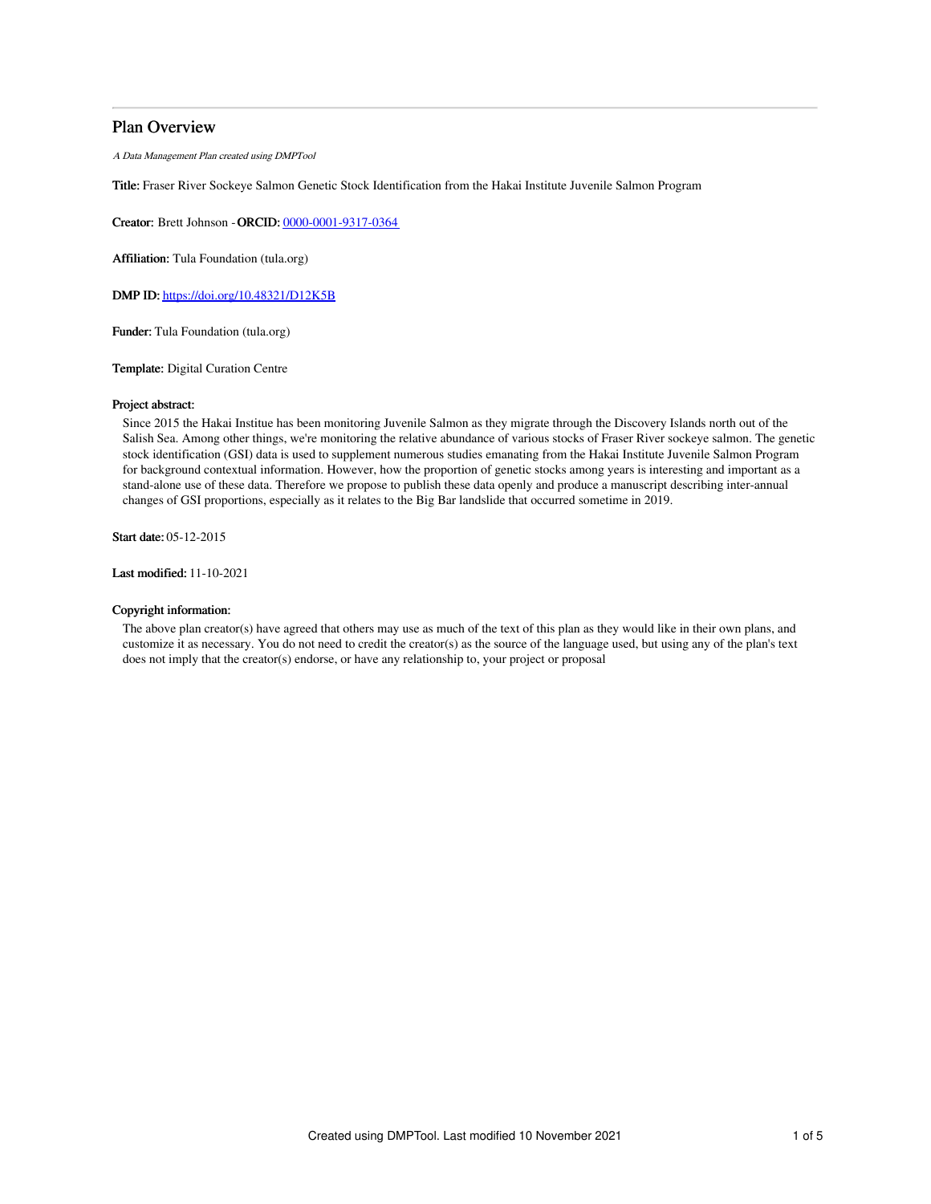# Plan Overview

*A Data Management Plan created using DMPTool*

**Title:** Fraser River Sockeye Salmon Genetic Stock Identification from the Hakai Institute Juvenile Salmon Program

**Creator:** Brett Johnson - **ORCID:** [0000-0001-9317-0364](https://orcid.org/0000-0001-9317-0364)

**Affiliation:** Tula Foundation (tula.org)

**DMP ID:** [https://doi.org/10.48321/D12K5B](https://doi.org/10.48321/D12K5B)

**Funder:** Tula Foundation (tula.org)

**Template:** Digital Curation Centre

**Project abstract:**

Since 2015 the Hakai Institue has been monitoring Juvenile Salmon as they migrate through the Discovery Islands north out of the Salish Sea. Among other things, we're monitoring the relative abundance of various stocks of Fraser River sockeye salmon. The genetic stock identification (GSI) data is used to supplement numerous studies emanating from the Hakai Institute Juvenile Salmon Program for background contextual information. However, how the proportion of genetic stocks among years is interesting and important as a stand-alone use of these data. Therefore we propose to publish these data openly and produce a manuscript describing inter-annual changes of GSI proportions, especially as it relates to the Big Bar landslide that occurred sometime in 2019.

**Start date:** 05-12-2015

**Last modified:** 11-10-2021

**Copyright information:**

The above plan creator(s) have agreed that others may use as much of the text of this plan as they would like in their own plans, and customize it as necessary. You do not need to credit the creator(s) as the source of the language used, but using any of the plan's text does not imply that the creator(s) endorse, or have any relationship to, your project or proposal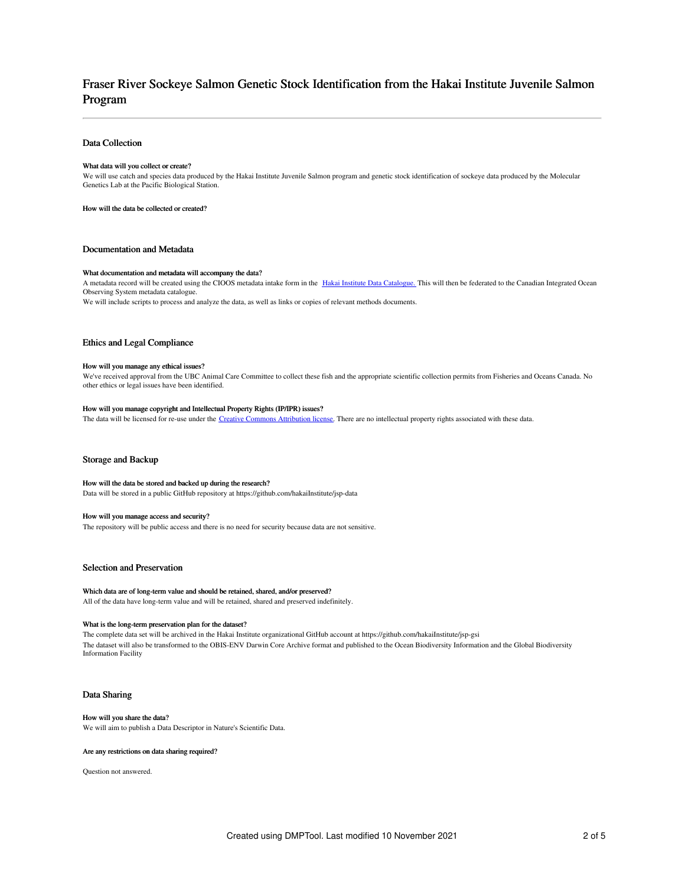# Fraser River Sockeye Salmon Genetic Stock Identification from the Hakai Institute Juvenile Salmon Program

## Data Collection

#### What data will you collect or create?

We will use catch and species data produced by the Hakai Institute Juvenile Salmon program and genetic stock identification of sockeye data produced by the Molecular Genetics Lab at the Pacific Biological Station.

#### How will the data be collected or created?

## Documentation and Metadata

#### What documentation and metadata will accompany the data?

A metadata record will be created using the CIOOS metadata intake form in the Hakai Institute Data Catalogue. This will then be federated to the Canadian Integrated Ocean Observing System metadata catalogue.

We will include scripts to process and analyze the data, as well as links or copies of relevant methods documents.

## Ethics and Legal Compliance

#### How will you manage any ethical issues?

We've received approval from the UBC Animal Care Committee to collect these fish and the appropriate scientific collection permits from Fisheries and Oceans Canada. No other ethics or legal issues have been identified.

#### How will you manage copyright and Intellectual Property Rights (IP/IPR) issues?

The data will be licensed for re-use under the Creative Commons Attribution license. There are no intellectual property rights associated with these data.

## Storage and Backup

#### How will the data be stored and backed up during the research?

Data will be stored in a public GitHub repository at https://github.com/hakaiInstitute/jsp-data

#### How will you manage access and security?

The repository will be public access and there is no need for security because data are not sensitive.

## Selection and Preservation

#### Which data are of long-term value and should be retained, shared, and/or preserved?

All of the data have long-term value and will be retained, shared and preserved indefinitely.

#### What is the long-term preservation plan for the dataset?

The complete data set will be archived in the Hakai Institute organizational GitHub account at https://github.com/hakaiInstitute/jsp-gsi

The dataset will also be transformed to the OBIS-ENV Darwin Core Archive format and published to the Ocean Biodiversity Information and the Global Biodiversity Information Facility

## Data Sharing

#### How will you share the data?

We will aim to publish a Data Descriptor in Nature's Scientific Data.

#### Are any restrictions on data sharing required?

Question not answered.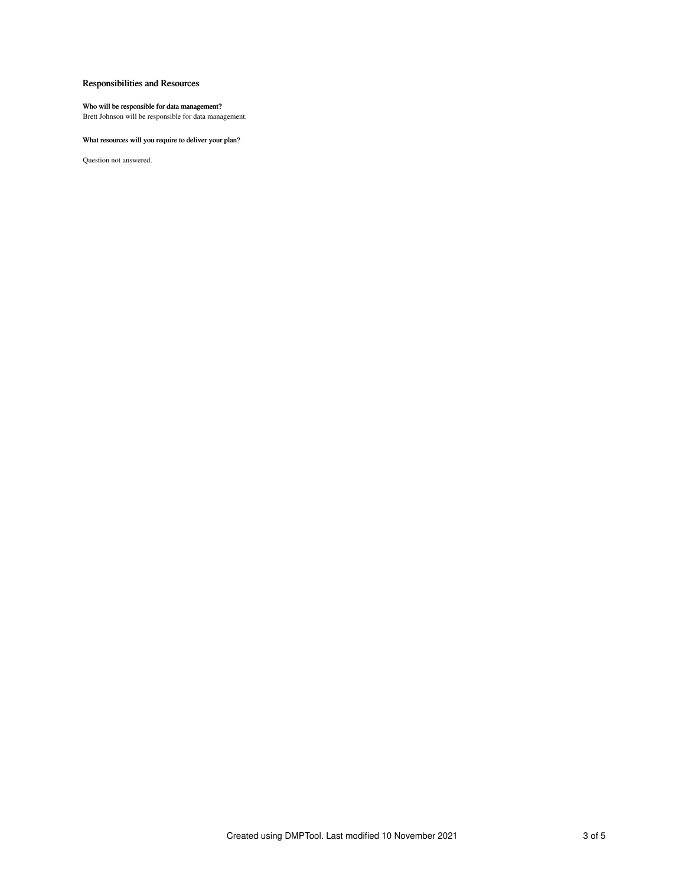## Responsibilities and Resources

**Who will be responsible for data management?**

Brett Johnson will be responsible for data management.

**What resources will you require to deliver your plan?**

Question not answered.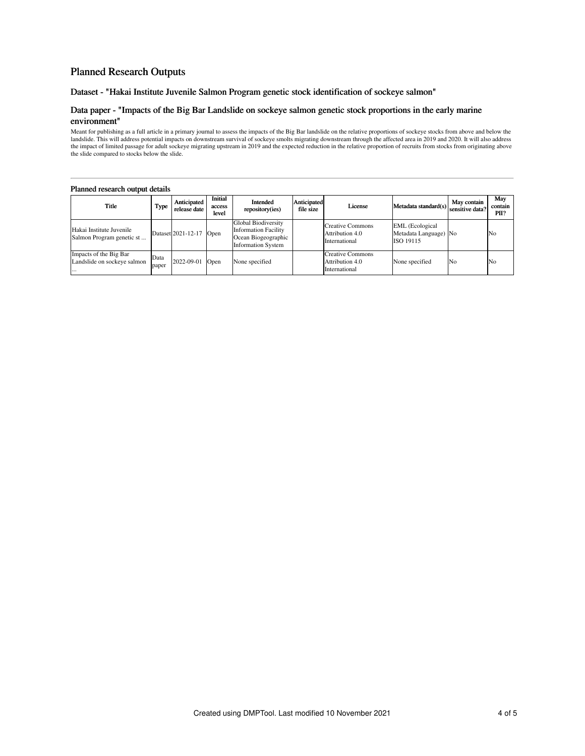# Planned Research Outputs

## Dataset - "Hakai Institute Juvenile Salmon Program genetic stock identification of sockeye salmon"

## Data paper - "Impacts of the Big Bar Landslide on sockeye salmon genetic stock proportions in the early marine environment"

Meant for publishing as a full article in a primary journal to assess the impacts of the Big Bar landslide on the relative proportions of sockeye stocks from above and below the landslide. This will address potential impacts on downstream survival of sockeye smolts migrating downstream through the affected area in 2019 and 2020. It will also address the impact of limited passage for adult sockeye migrating upstream in 2019 and the expected reduction in the relative proportion of recruits from stocks from originating above the slide compared to stocks below the slide.

### Planned research output details

| Title | Type | Anticipated release date | Initial access level | Intended repository(ies) | Anticipated file size | License | Metadata standard(s) | May contain sensitive data? | May contain PII? |
|---|---|---|---|---|---|---|---|---|---|
| Hakai Institute Juvenile Salmon Program genetic st ... | Dataset | 2021-12-17 | Open | Global Biodiversity Information Facility Ocean Biogeographic Information System | | Creative Commons Attribution 4.0 International | EML (Ecological Metadata Language) ISO 19115 | No | No |
| Impacts of the Big Bar Landslide on sockeye salmon ... | Data paper | 2022-09-01 | Open | None specified | | Creative Commons Attribution 4.0 International | None specified | No | No |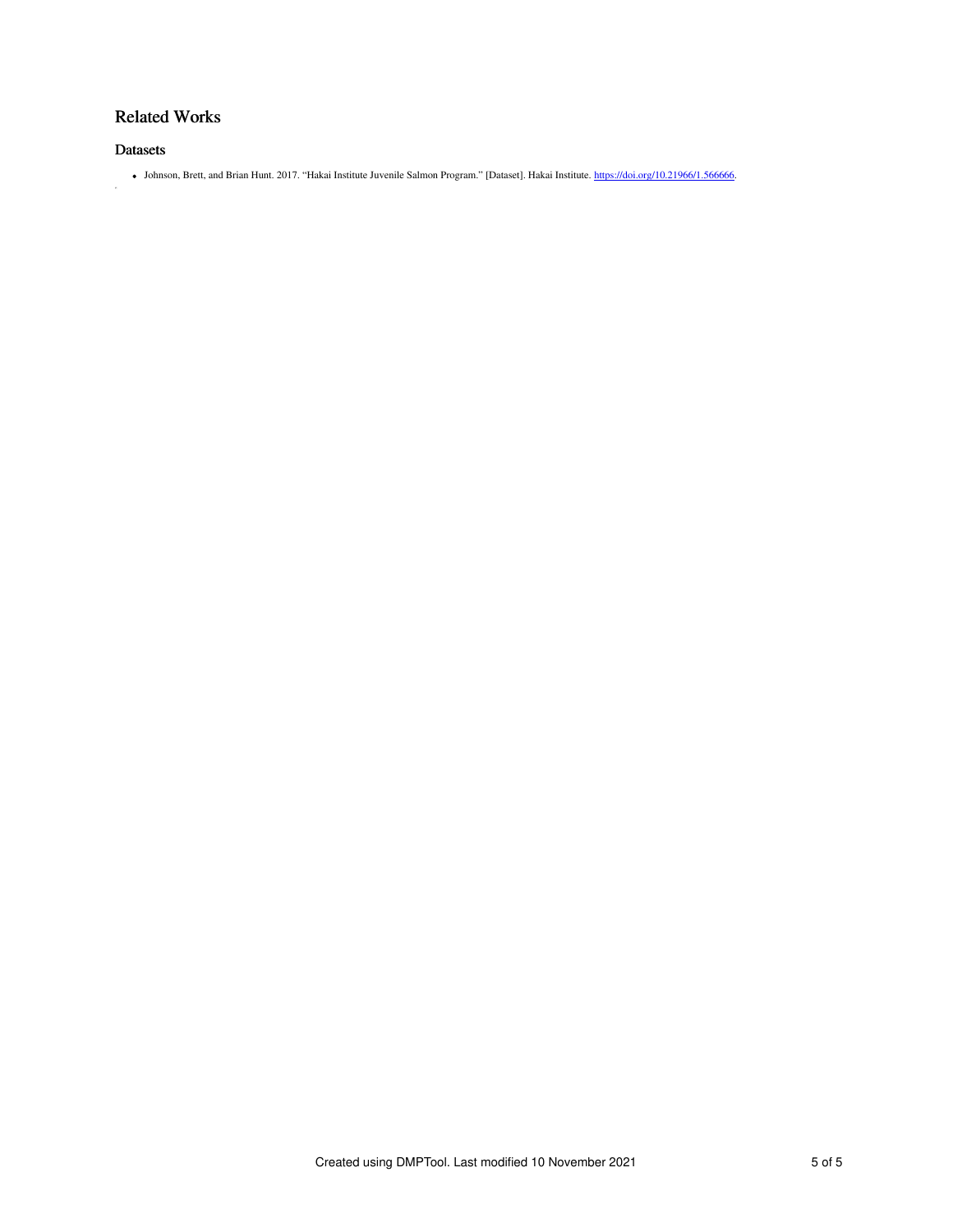## Related Works

### Datasets

- Johnson, Brett, and Brian Hunt. 2017. "Hakai Institute Juvenile Salmon Program." [Dataset]. Hakai Institute. https://doi.org/10.21966/1.566666.